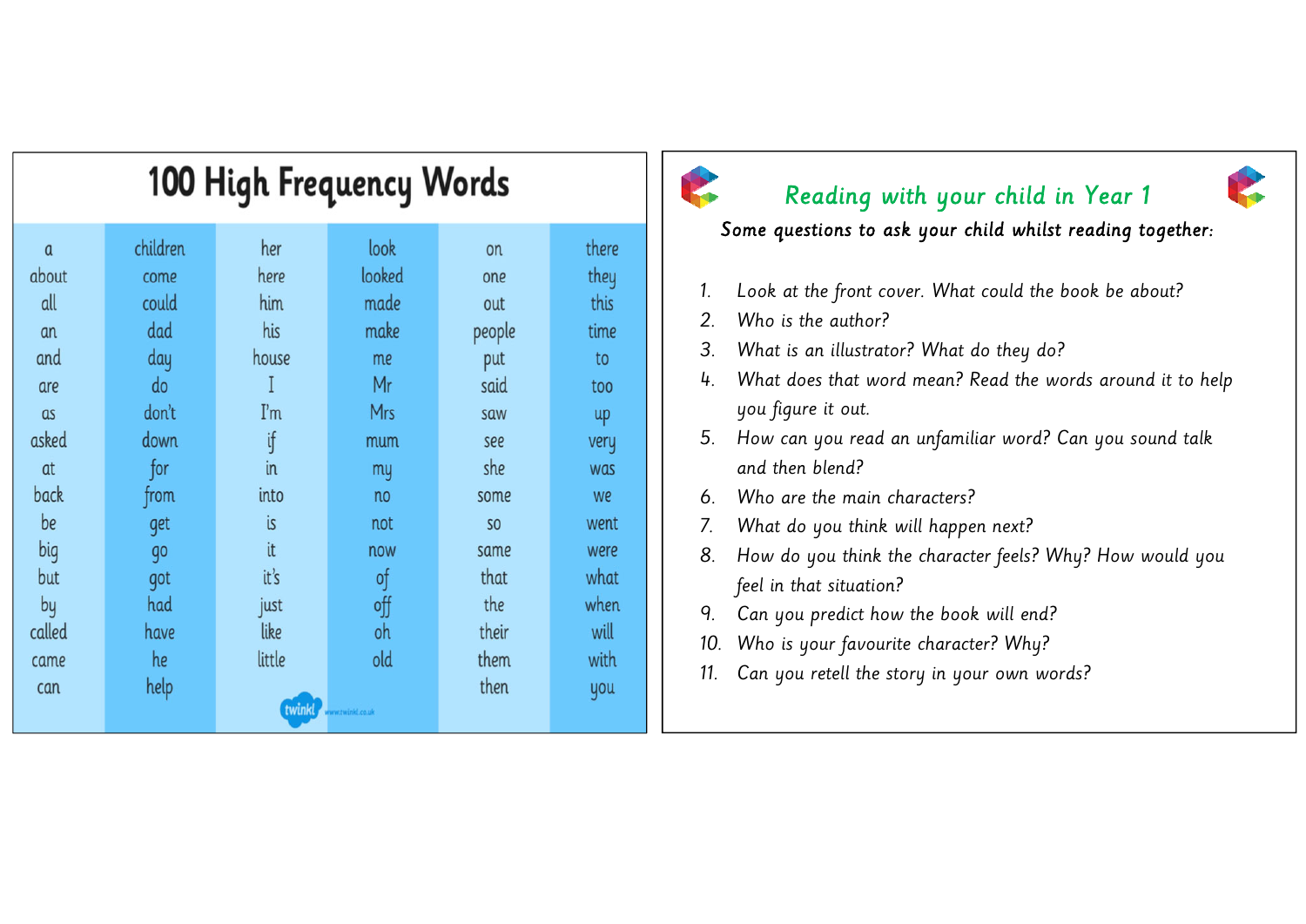# 100 High Frequency Words

| | | | | | |
|---|---|---|---|---|---|
| a | children | her | look | on | there |
| about | come | here | looked | one | they |
| all | could | him | made | out | this |
| an | dad | his | make | people | time |
| and | day | house | me | put | to |
| are | do | I | Mr | said | too |
| as | don't | I'm | Mrs | saw | up |
| asked | down | if | mum | see | very |
| at | for | in | my | she | was |
| back | from | into | no | some | we |
| be | get | is | not | so | went |
| big | go | it | now | same | were |
| but | got | it's | of | that | what |
| by | had | just | off | the | when |
| called | have | like | oh | their | will |
| came | he | little | old | them | with |
| can | help | | | then | you |

twinkl www.twinkl.co.uk

## *Reading with your child in Year 1*

***Some questions to ask your child whilst reading together:***

1. *Look at the front cover. What could the book be about?*
2. *Who is the author?*
3. *What is an illustrator? What do they do?*
4. *What does that word mean? Read the words around it to help you figure it out.*
5. *How can you read an unfamiliar word? Can you sound talk and then blend?*
6. *Who are the main characters?*
7. *What do you think will happen next?*
8. *How do you think the character feels? Why? How would you feel in that situation?*
9. *Can you predict how the book will end?*
10. *Who is your favourite character? Why?*
11. *Can you retell the story in your own words?*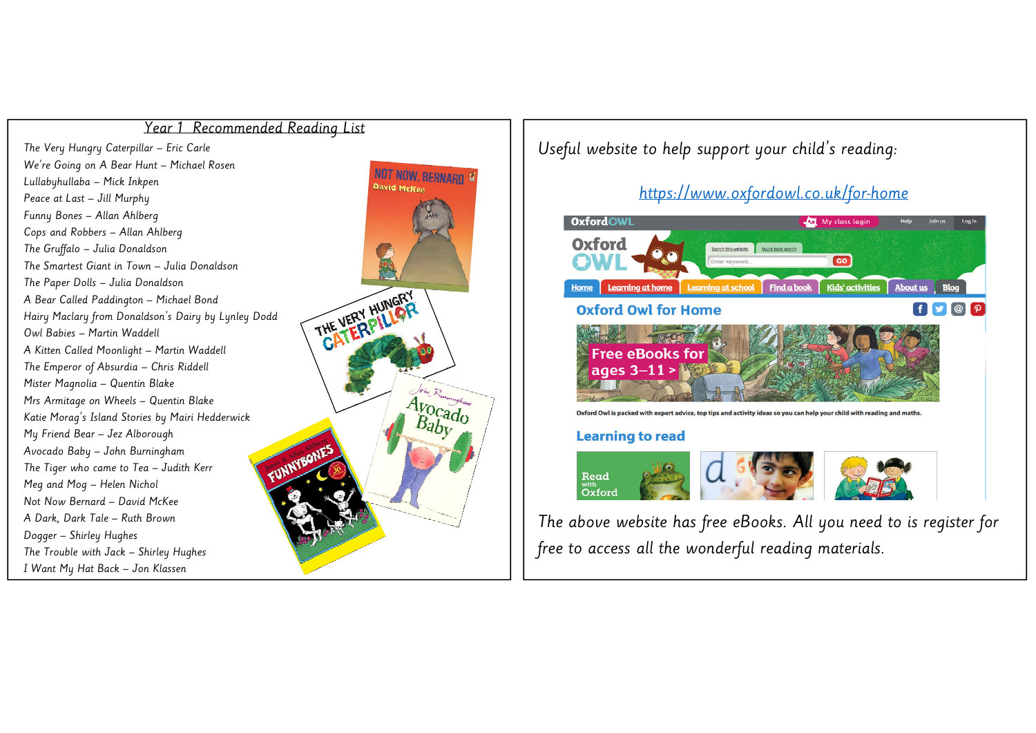## Year 1 Recommended Reading List

*The Very Hungry Caterpillar – Eric Carle*
*We're Going on A Bear Hunt – Michael Rosen*
*Lullabyhullaba – Mick Inkpen*
*Peace at Last – Jill Murphy*
*Funny Bones – Allan Ahlberg*
*Cops and Robbers – Allan Ahlberg*
*The Gruffalo – Julia Donaldson*
*The Smartest Giant in Town – Julia Donaldson*
*The Paper Dolls – Julia Donaldson*
*A Bear Called Paddington – Michael Bond*
*Hairy Maclary from Donaldson's Dairy by Lynley Dodd*
*Owl Babies – Martin Waddell*
*A Kitten Called Moonlight – Martin Waddell*
*The Emperor of Absurdia – Chris Riddell*
*Mister Magnolia – Quentin Blake*
*Mrs Armitage on Wheels – Quentin Blake*
*Katie Morag's Island Stories by Mairi Hedderwick*
*My Friend Bear – Jez Alborough*
*Avocado Baby – John Burningham*
*The Tiger who came to Tea – Judith Kerr*
*Meg and Mog – Helen Nichol*
*Not Now Bernard – David McKee*
*A Dark, Dark Tale – Ruth Brown*
*Dogger – Shirley Hughes*
*The Trouble with Jack – Shirley Hughes*
*I Want My Hat Back – Jon Klassen*

*Useful website to help support your child's reading:*

https://www.oxfordowl.co.uk/for-home

*The above website has free eBooks. All you need to is register for free to access all the wonderful reading materials.*